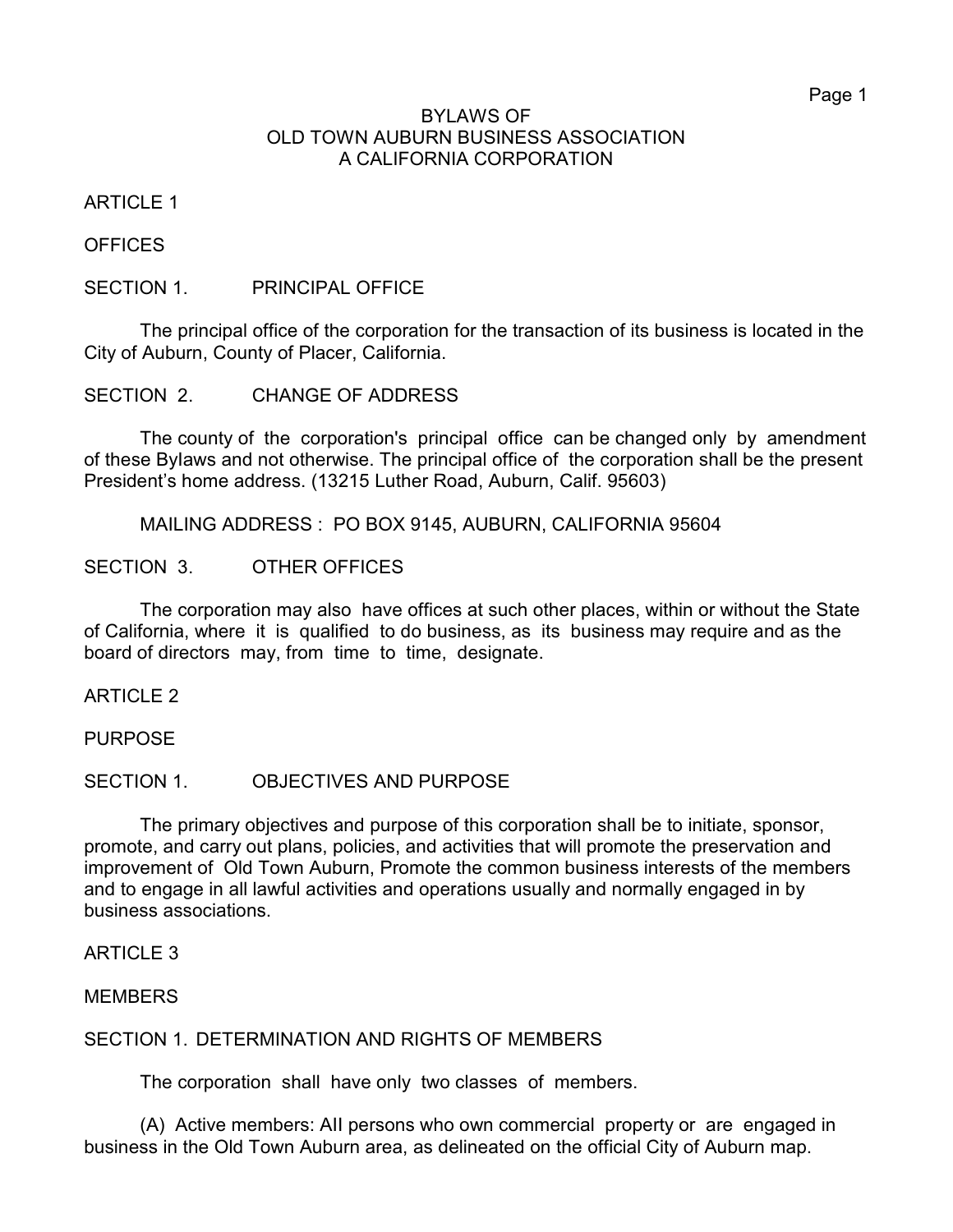# BYLAWS OF
# OLD TOWN AUBURN BUSINESS ASSOCIATION
# A CALIFORNIA CORPORATION

## ARTICLE 1

## OFFICES

### SECTION 1. PRINCIPAL OFFICE

The principal office of the corporation for the transaction of its business is located in the City of Auburn, County of Placer, California.

### SECTION 2. CHANGE OF ADDRESS

The county of the corporation's principal office can be changed only by amendment of these Bylaws and not otherwise. The principal office of the corporation shall be the present President's home address. (13215 Luther Road, Auburn, Calif. 95603)

MAILING ADDRESS : PO BOX 9145, AUBURN, CALIFORNIA 95604

### SECTION 3. OTHER OFFICES

The corporation may also have offices at such other places, within or without the State of California, where it is qualified to do business, as its business may require and as the board of directors may, from time to time, designate.

## ARTICLE 2

## PURPOSE

### SECTION 1. OBJECTIVES AND PURPOSE

The primary objectives and purpose of this corporation shall be to initiate, sponsor, promote, and carry out plans, policies, and activities that will promote the preservation and improvement of Old Town Auburn, Promote the common business interests of the members and to engage in all lawful activities and operations usually and normally engaged in by business associations.

## ARTICLE 3

## MEMBERS

### SECTION 1. DETERMINATION AND RIGHTS OF MEMBERS

The corporation shall have only two classes of members.

(A) Active members: All persons who own commercial property or are engaged in business in the Old Town Auburn area, as delineated on the official City of Auburn map.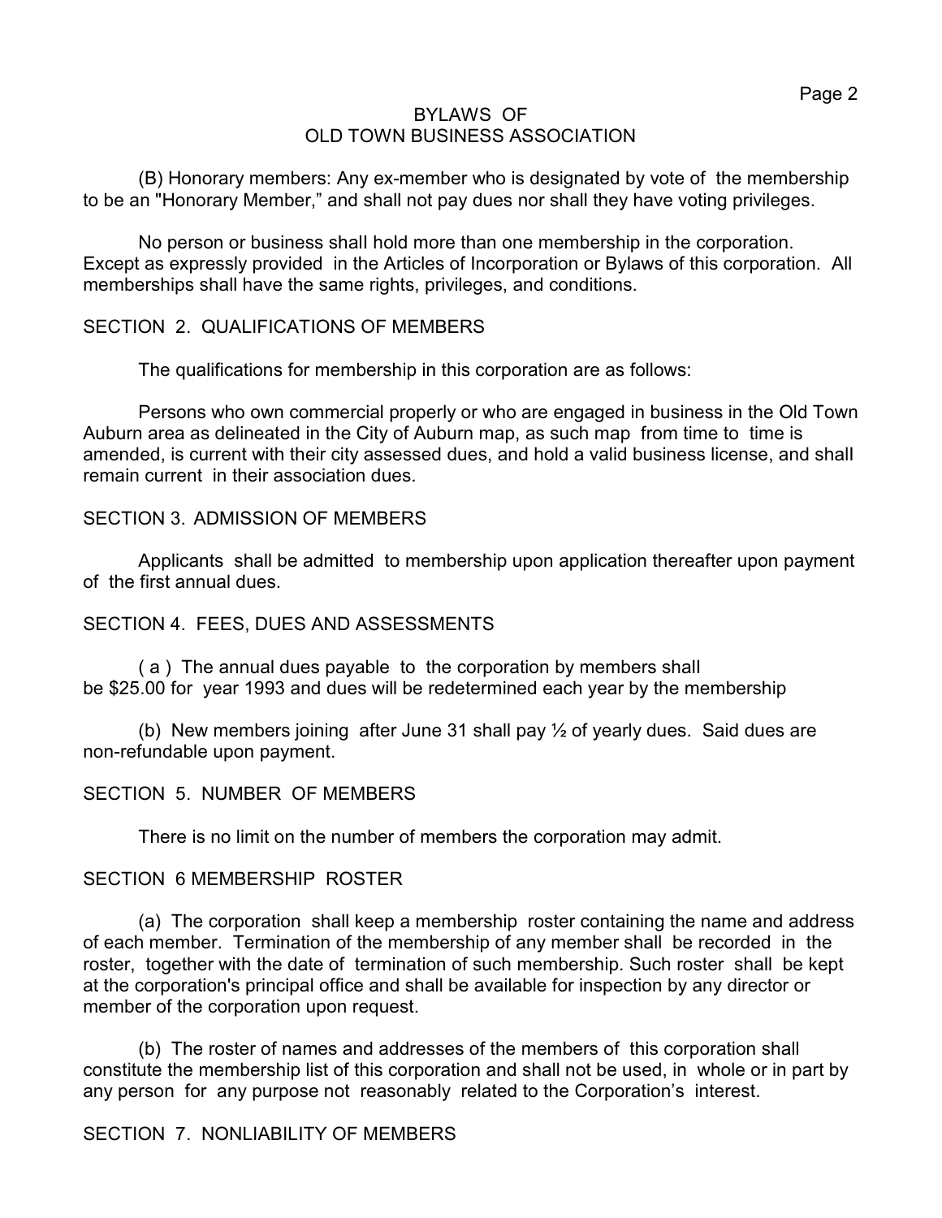# BYLAWS OF OLD TOWN BUSINESS ASSOCIATION

(B) Honorary members: Any ex-member who is designated by vote of the membership to be an "Honorary Member," and shall not pay dues nor shall they have voting privileges.

No person or business shall hold more than one membership in the corporation. Except as expressly provided in the Articles of Incorporation or Bylaws of this corporation. All memberships shall have the same rights, privileges, and conditions.

## SECTION 2. QUALIFICATIONS OF MEMBERS

The qualifications for membership in this corporation are as follows:

Persons who own commercial properly or who are engaged in business in the Old Town Auburn area as delineated in the City of Auburn map, as such map from time to time is amended, is current with their city assessed dues, and hold a valid business license, and shall remain current in their association dues.

## SECTION 3. ADMISSION OF MEMBERS

Applicants shall be admitted to membership upon application thereafter upon payment of the first annual dues.

## SECTION 4. FEES, DUES AND ASSESSMENTS

( a ) The annual dues payable to the corporation by members shall be $25.00 for year 1993 and dues will be redetermined each year by the membership

(b) New members joining after June 31 shall pay ½ of yearly dues. Said dues are non-refundable upon payment.

## SECTION 5. NUMBER OF MEMBERS

There is no limit on the number of members the corporation may admit.

## SECTION 6 MEMBERSHIP ROSTER

(a) The corporation shall keep a membership roster containing the name and address of each member. Termination of the membership of any member shall be recorded in the roster, together with the date of termination of such membership. Such roster shall be kept at the corporation's principal office and shall be available for inspection by any director or member of the corporation upon request.

(b) The roster of names and addresses of the members of this corporation shall constitute the membership list of this corporation and shall not be used, in whole or in part by any person for any purpose not reasonably related to the Corporation's interest.

## SECTION 7. NONLIABILITY OF MEMBERS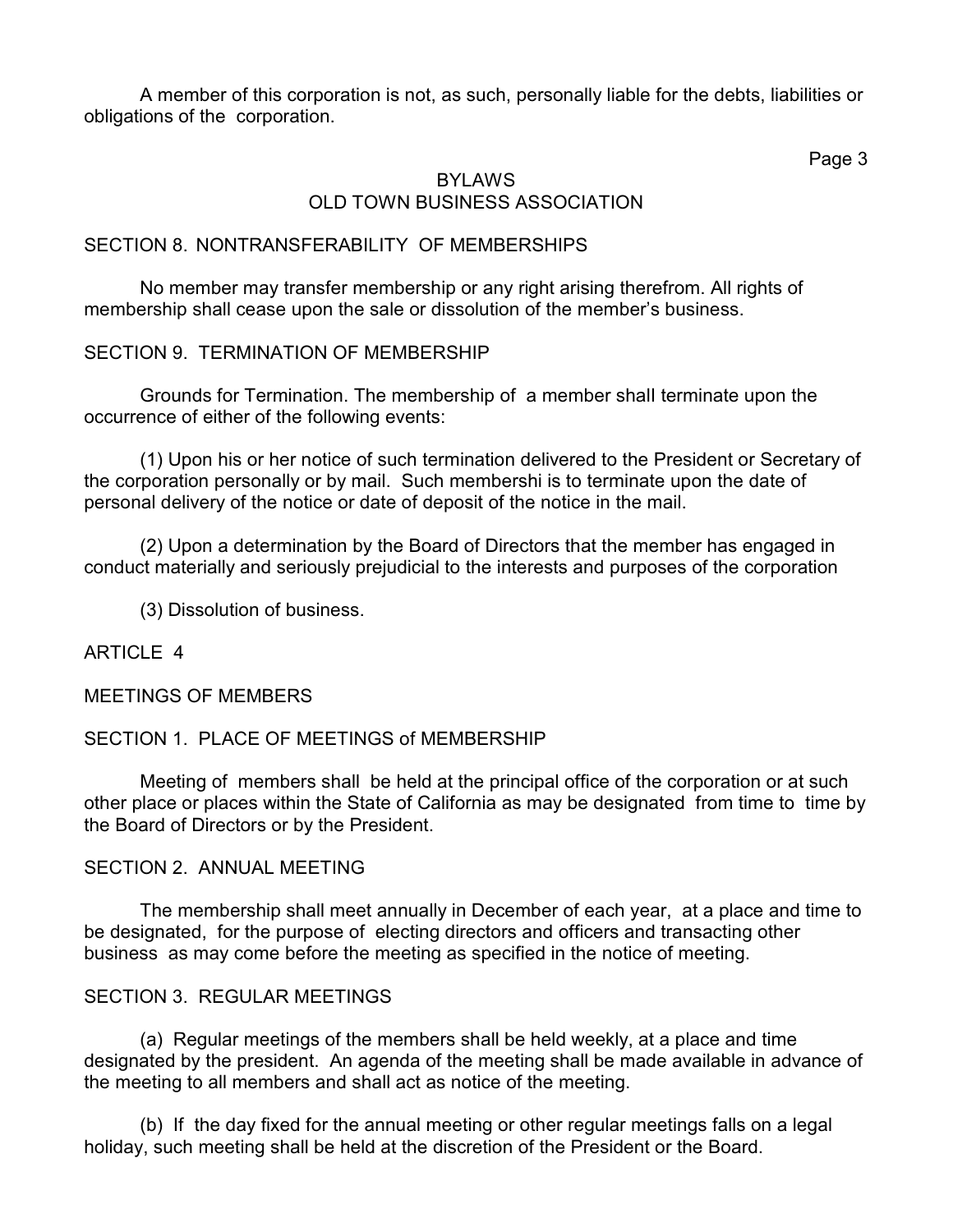A member of this corporation is not, as such, personally liable for the debts, liabilities or obligations of the corporation.

BYLAWS
OLD TOWN BUSINESS ASSOCIATION

SECTION 8. NONTRANSFERABILITY OF MEMBERSHIPS

No member may transfer membership or any right arising therefrom. All rights of membership shall cease upon the sale or dissolution of the member's business.

SECTION 9. TERMINATION OF MEMBERSHIP

Grounds for Termination. The membership of a member shall terminate upon the occurrence of either of the following events:

(1) Upon his or her notice of such termination delivered to the President or Secretary of the corporation personally or by mail. Such membershi is to terminate upon the date of personal delivery of the notice or date of deposit of the notice in the mail.

(2) Upon a determination by the Board of Directors that the member has engaged in conduct materially and seriously prejudicial to the interests and purposes of the corporation

(3) Dissolution of business.

## ARTICLE 4

## MEETINGS OF MEMBERS

SECTION 1. PLACE OF MEETINGS of MEMBERSHIP

Meeting of members shall be held at the principal office of the corporation or at such other place or places within the State of California as may be designated from time to time by the Board of Directors or by the President.

SECTION 2. ANNUAL MEETING

The membership shall meet annually in December of each year, at a place and time to be designated, for the purpose of electing directors and officers and transacting other business as may come before the meeting as specified in the notice of meeting.

SECTION 3. REGULAR MEETINGS

(a) Regular meetings of the members shall be held weekly, at a place and time designated by the president. An agenda of the meeting shall be made available in advance of the meeting to all members and shall act as notice of the meeting.

(b) If the day fixed for the annual meeting or other regular meetings falls on a legal holiday, such meeting shall be held at the discretion of the President or the Board.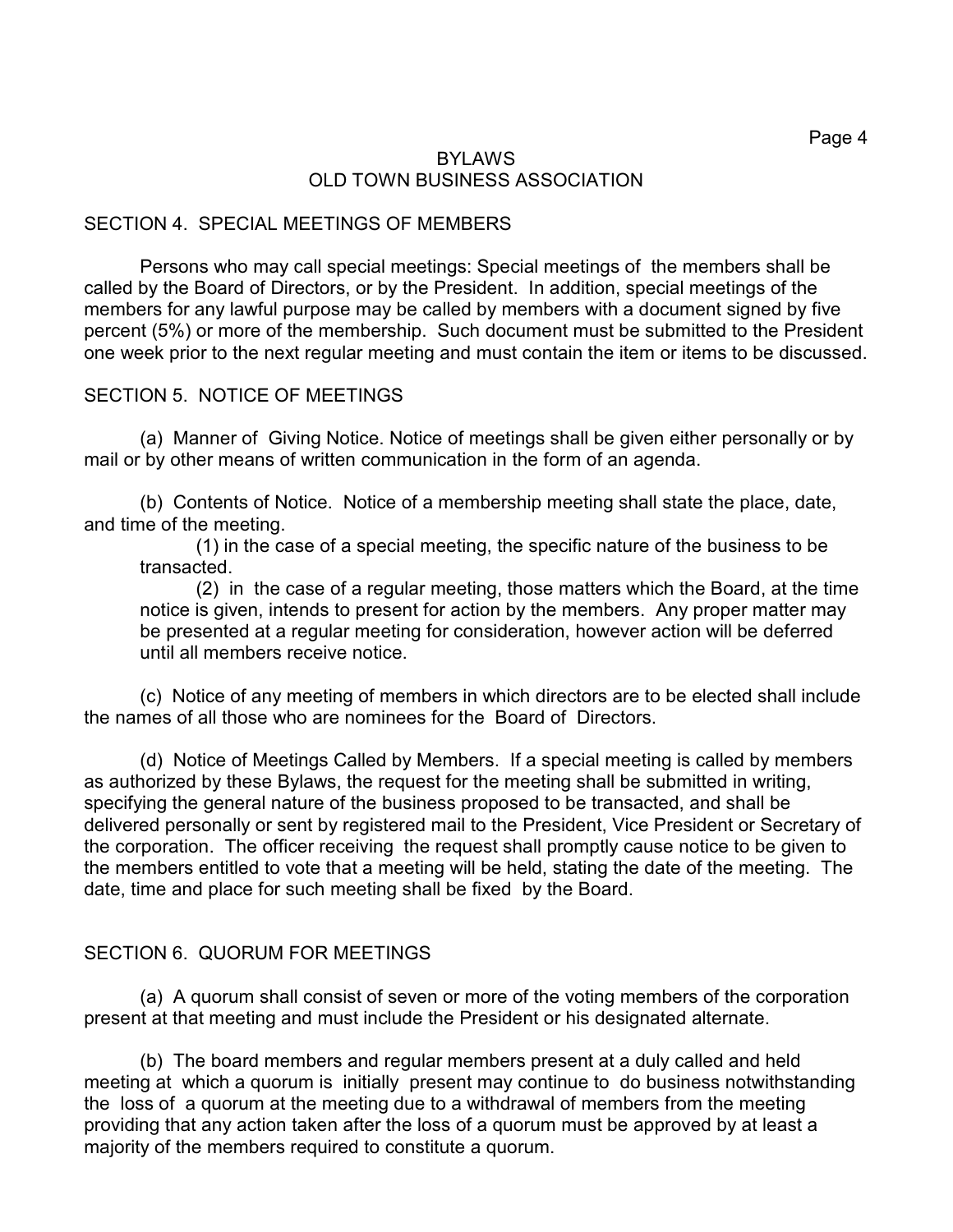## BYLAWS
## OLD TOWN BUSINESS ASSOCIATION

### SECTION 4. SPECIAL MEETINGS OF MEMBERS

Persons who may call special meetings: Special meetings of the members shall be called by the Board of Directors, or by the President. In addition, special meetings of the members for any lawful purpose may be called by members with a document signed by five percent (5%) or more of the membership. Such document must be submitted to the President one week prior to the next regular meeting and must contain the item or items to be discussed.

### SECTION 5. NOTICE OF MEETINGS

(a) Manner of Giving Notice. Notice of meetings shall be given either personally or by mail or by other means of written communication in the form of an agenda.

(b) Contents of Notice. Notice of a membership meeting shall state the place, date, and time of the meeting.

(1) in the case of a special meeting, the specific nature of the business to be transacted.

(2) in the case of a regular meeting, those matters which the Board, at the time notice is given, intends to present for action by the members. Any proper matter may be presented at a regular meeting for consideration, however action will be deferred until all members receive notice.

(c) Notice of any meeting of members in which directors are to be elected shall include the names of all those who are nominees for the Board of Directors.

(d) Notice of Meetings Called by Members. If a special meeting is called by members as authorized by these Bylaws, the request for the meeting shall be submitted in writing, specifying the general nature of the business proposed to be transacted, and shall be delivered personally or sent by registered mail to the President, Vice President or Secretary of the corporation. The officer receiving the request shall promptly cause notice to be given to the members entitled to vote that a meeting will be held, stating the date of the meeting. The date, time and place for such meeting shall be fixed by the Board.

### SECTION 6. QUORUM FOR MEETINGS

(a) A quorum shall consist of seven or more of the voting members of the corporation present at that meeting and must include the President or his designated alternate.

(b) The board members and regular members present at a duly called and held meeting at which a quorum is initially present may continue to do business notwithstanding the loss of a quorum at the meeting due to a withdrawal of members from the meeting providing that any action taken after the loss of a quorum must be approved by at least a majority of the members required to constitute a quorum.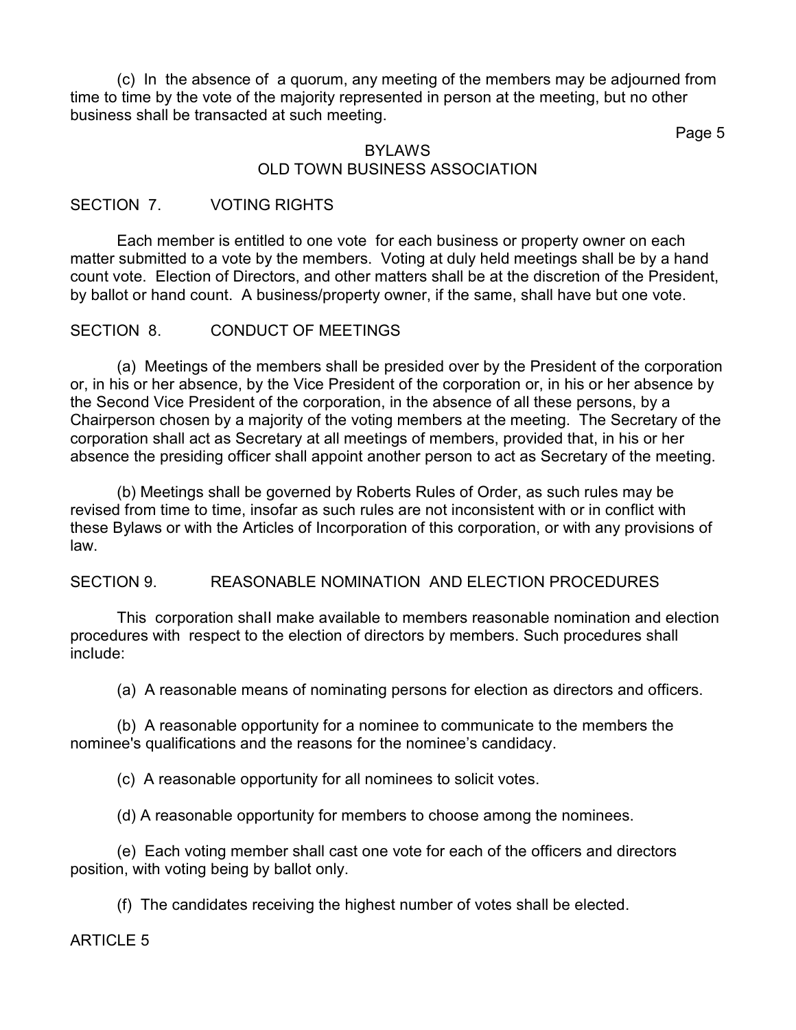(c) In the absence of a quorum, any meeting of the members may be adjourned from time to time by the vote of the majority represented in person at the meeting, but no other business shall be transacted at such meeting.

## SECTION 7. VOTING RIGHTS

Each member is entitled to one vote for each business or property owner on each matter submitted to a vote by the members. Voting at duly held meetings shall be by a hand count vote. Election of Directors, and other matters shall be at the discretion of the President, by ballot or hand count. A business/property owner, if the same, shall have but one vote.

## SECTION 8. CONDUCT OF MEETINGS

(a) Meetings of the members shall be presided over by the President of the corporation or, in his or her absence, by the Vice President of the corporation or, in his or her absence by the Second Vice President of the corporation, in the absence of all these persons, by a Chairperson chosen by a majority of the voting members at the meeting. The Secretary of the corporation shall act as Secretary at all meetings of members, provided that, in his or her absence the presiding officer shall appoint another person to act as Secretary of the meeting.

(b) Meetings shall be governed by Roberts Rules of Order, as such rules may be revised from time to time, insofar as such rules are not inconsistent with or in conflict with these Bylaws or with the Articles of Incorporation of this corporation, or with any provisions of law.

## SECTION 9. REASONABLE NOMINATION AND ELECTION PROCEDURES

This corporation shall make available to members reasonable nomination and election procedures with respect to the election of directors by members. Such procedures shall include:

(a) A reasonable means of nominating persons for election as directors and officers.

(b) A reasonable opportunity for a nominee to communicate to the members the nominee's qualifications and the reasons for the nominee's candidacy.

(c) A reasonable opportunity for all nominees to solicit votes.

(d) A reasonable opportunity for members to choose among the nominees.

(e) Each voting member shall cast one vote for each of the officers and directors position, with voting being by ballot only.

(f) The candidates receiving the highest number of votes shall be elected.

# ARTICLE 5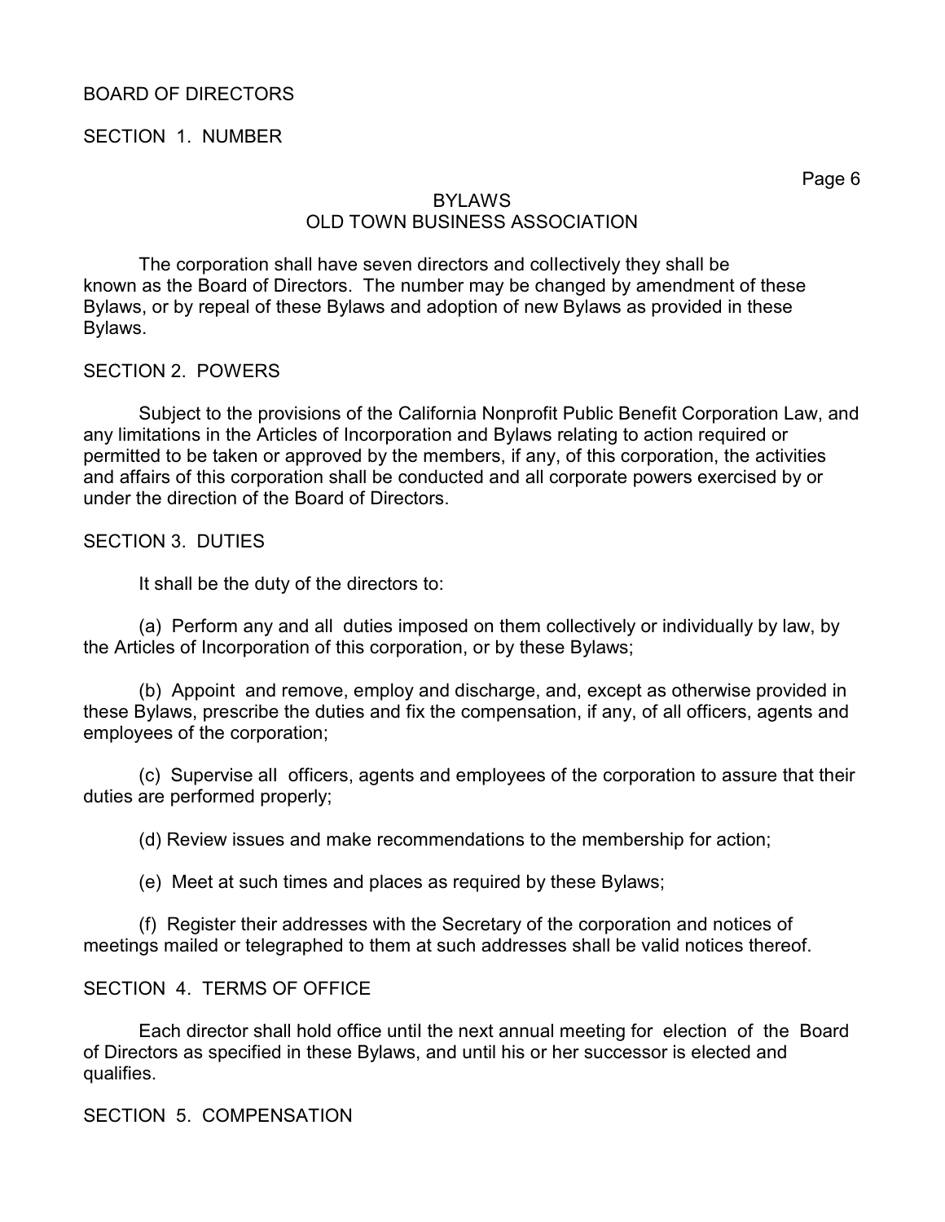BOARD OF DIRECTORS

SECTION 1. NUMBER

The corporation shall have seven directors and collectively they shall be known as the Board of Directors. The number may be changed by amendment of these Bylaws, or by repeal of these Bylaws and adoption of new Bylaws as provided in these Bylaws.

SECTION 2. POWERS

Subject to the provisions of the California Nonprofit Public Benefit Corporation Law, and any limitations in the Articles of Incorporation and Bylaws relating to action required or permitted to be taken or approved by the members, if any, of this corporation, the activities and affairs of this corporation shall be conducted and all corporate powers exercised by or under the direction of the Board of Directors.

SECTION 3. DUTIES

It shall be the duty of the directors to:

(a) Perform any and all duties imposed on them collectively or individually by law, by the Articles of Incorporation of this corporation, or by these Bylaws;

(b) Appoint and remove, employ and discharge, and, except as otherwise provided in these Bylaws, prescribe the duties and fix the compensation, if any, of all officers, agents and employees of the corporation;

(c) Supervise all officers, agents and employees of the corporation to assure that their duties are performed properly;

(d) Review issues and make recommendations to the membership for action;

(e) Meet at such times and places as required by these Bylaws;

(f) Register their addresses with the Secretary of the corporation and notices of meetings mailed or telegraphed to them at such addresses shall be valid notices thereof.

SECTION 4. TERMS OF OFFICE

Each director shall hold office until the next annual meeting for election of the Board of Directors as specified in these Bylaws, and until his or her successor is elected and qualifies.

SECTION 5. COMPENSATION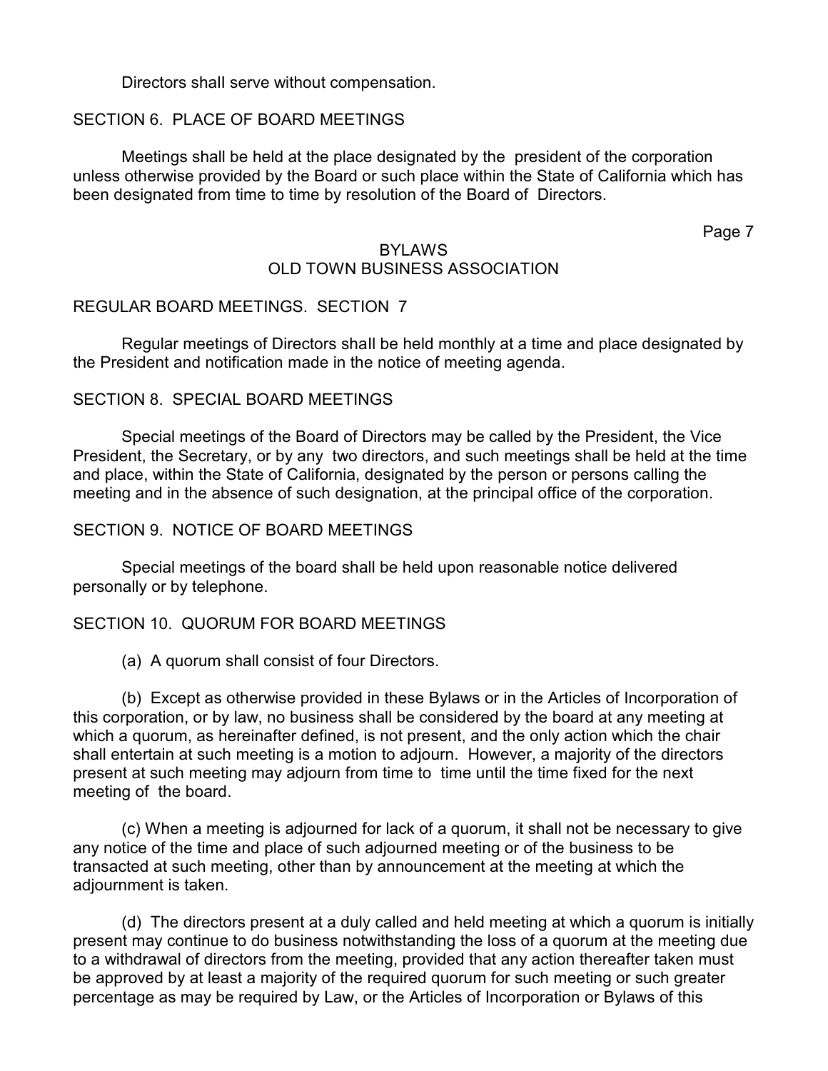Directors shall serve without compensation.

SECTION 6. PLACE OF BOARD MEETINGS

Meetings shall be held at the place designated by the president of the corporation unless otherwise provided by the Board or such place within the State of California which has been designated from time to time by resolution of the Board of Directors.

REGULAR BOARD MEETINGS. SECTION 7

Regular meetings of Directors shall be held monthly at a time and place designated by the President and notification made in the notice of meeting agenda.

SECTION 8. SPECIAL BOARD MEETINGS

Special meetings of the Board of Directors may be called by the President, the Vice President, the Secretary, or by any two directors, and such meetings shall be held at the time and place, within the State of California, designated by the person or persons calling the meeting and in the absence of such designation, at the principal office of the corporation.

SECTION 9. NOTICE OF BOARD MEETINGS

Special meetings of the board shall be held upon reasonable notice delivered personally or by telephone.

SECTION 10. QUORUM FOR BOARD MEETINGS

(a) A quorum shall consist of four Directors.

(b) Except as otherwise provided in these Bylaws or in the Articles of Incorporation of this corporation, or by law, no business shall be considered by the board at any meeting at which a quorum, as hereinafter defined, is not present, and the only action which the chair shall entertain at such meeting is a motion to adjourn. However, a majority of the directors present at such meeting may adjourn from time to time until the time fixed for the next meeting of the board.

(c) When a meeting is adjourned for lack of a quorum, it shall not be necessary to give any notice of the time and place of such adjourned meeting or of the business to be transacted at such meeting, other than by announcement at the meeting at which the adjournment is taken.

(d) The directors present at a duly called and held meeting at which a quorum is initially present may continue to do business notwithstanding the loss of a quorum at the meeting due to a withdrawal of directors from the meeting, provided that any action thereafter taken must be approved by at least a majority of the required quorum for such meeting or such greater percentage as may be required by Law, or the Articles of Incorporation or Bylaws of this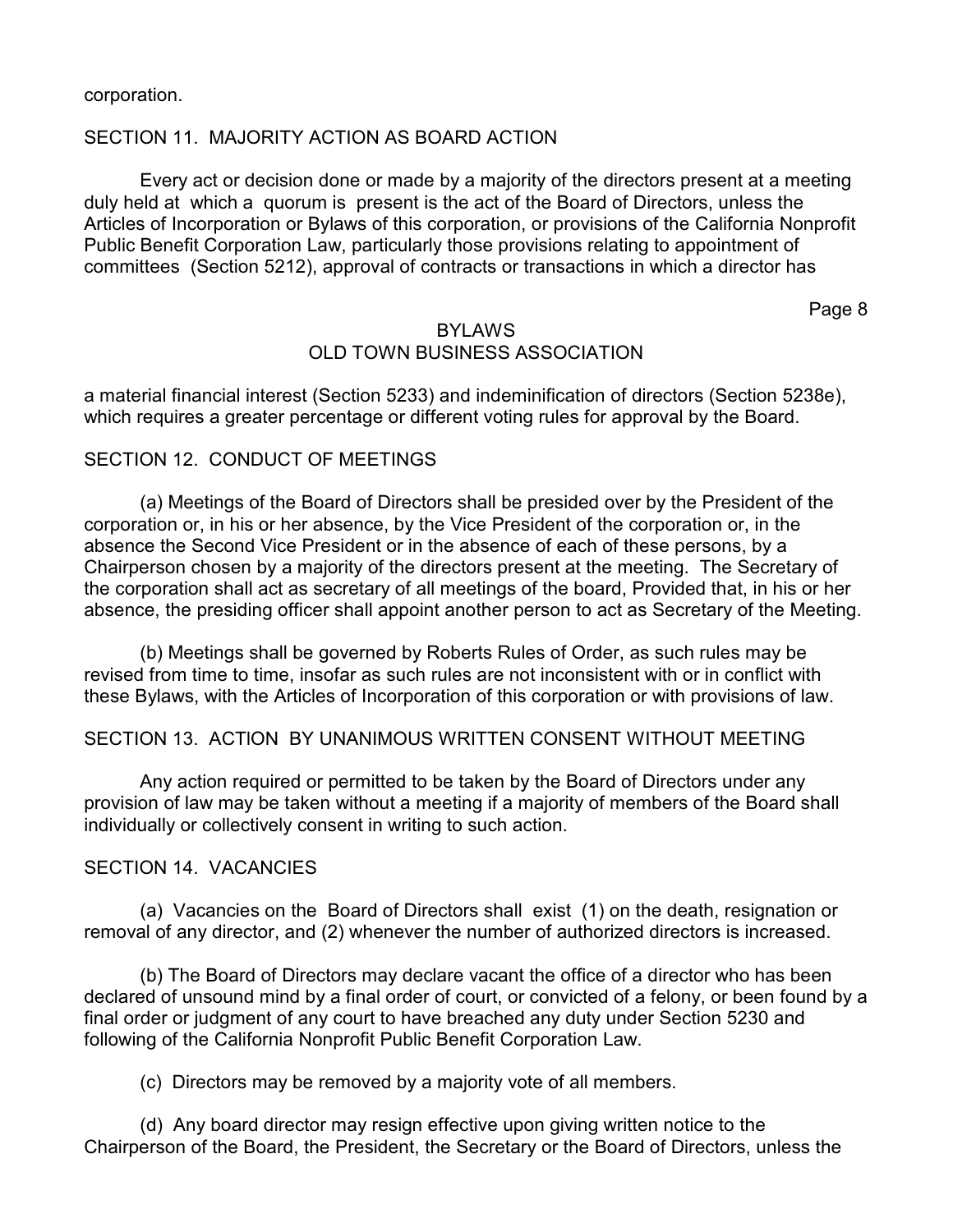corporation.

## SECTION 11. MAJORITY ACTION AS BOARD ACTION

Every act or decision done or made by a majority of the directors present at a meeting duly held at which a quorum is present is the act of the Board of Directors, unless the Articles of Incorporation or Bylaws of this corporation, or provisions of the California Nonprofit Public Benefit Corporation Law, particularly those provisions relating to appointment of committees (Section 5212), approval of contracts or transactions in which a director has a material financial interest (Section 5233) and indeminification of directors (Section 5238e), which requires a greater percentage or different voting rules for approval by the Board.

## SECTION 12. CONDUCT OF MEETINGS

(a) Meetings of the Board of Directors shall be presided over by the President of the corporation or, in his or her absence, by the Vice President of the corporation or, in the absence the Second Vice President or in the absence of each of these persons, by a Chairperson chosen by a majority of the directors present at the meeting. The Secretary of the corporation shall act as secretary of all meetings of the board, Provided that, in his or her absence, the presiding officer shall appoint another person to act as Secretary of the Meeting.

(b) Meetings shall be governed by Roberts Rules of Order, as such rules may be revised from time to time, insofar as such rules are not inconsistent with or in conflict with these Bylaws, with the Articles of Incorporation of this corporation or with provisions of law.

## SECTION 13. ACTION BY UNANIMOUS WRITTEN CONSENT WITHOUT MEETING

Any action required or permitted to be taken by the Board of Directors under any provision of law may be taken without a meeting if a majority of members of the Board shall individually or collectively consent in writing to such action.

## SECTION 14. VACANCIES

(a) Vacancies on the Board of Directors shall exist (1) on the death, resignation or removal of any director, and (2) whenever the number of authorized directors is increased.

(b) The Board of Directors may declare vacant the office of a director who has been declared of unsound mind by a final order of court, or convicted of a felony, or been found by a final order or judgment of any court to have breached any duty under Section 5230 and following of the California Nonprofit Public Benefit Corporation Law.

(c) Directors may be removed by a majority vote of all members.

(d) Any board director may resign effective upon giving written notice to the Chairperson of the Board, the President, the Secretary or the Board of Directors, unless the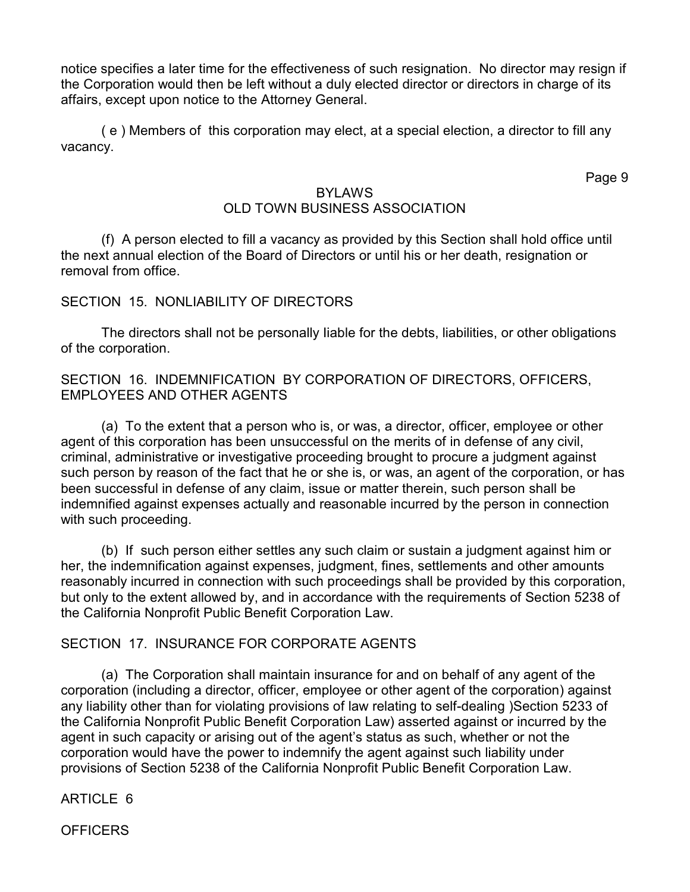notice specifies a later time for the effectiveness of such resignation. No director may resign if the Corporation would then be left without a duly elected director or directors in charge of its affairs, except upon notice to the Attorney General.

( e ) Members of this corporation may elect, at a special election, a director to fill any vacancy.

(f) A person elected to fill a vacancy as provided by this Section shall hold office until the next annual election of the Board of Directors or until his or her death, resignation or removal from office.

SECTION 15. NONLIABILITY OF DIRECTORS

The directors shall not be personally liable for the debts, liabilities, or other obligations of the corporation.

SECTION 16. INDEMNIFICATION BY CORPORATION OF DIRECTORS, OFFICERS, EMPLOYEES AND OTHER AGENTS

(a) To the extent that a person who is, or was, a director, officer, employee or other agent of this corporation has been unsuccessful on the merits of in defense of any civil, criminal, administrative or investigative proceeding brought to procure a judgment against such person by reason of the fact that he or she is, or was, an agent of the corporation, or has been successful in defense of any claim, issue or matter therein, such person shall be indemnified against expenses actually and reasonable incurred by the person in connection with such proceeding.

(b) If such person either settles any such claim or sustain a judgment against him or her, the indemnification against expenses, judgment, fines, settlements and other amounts reasonably incurred in connection with such proceedings shall be provided by this corporation, but only to the extent allowed by, and in accordance with the requirements of Section 5238 of the California Nonprofit Public Benefit Corporation Law.

SECTION 17. INSURANCE FOR CORPORATE AGENTS

(a) The Corporation shall maintain insurance for and on behalf of any agent of the corporation (including a director, officer, employee or other agent of the corporation) against any liability other than for violating provisions of law relating to self-dealing )Section 5233 of the California Nonprofit Public Benefit Corporation Law) asserted against or incurred by the agent in such capacity or arising out of the agent's status as such, whether or not the corporation would have the power to indemnify the agent against such liability under provisions of Section 5238 of the California Nonprofit Public Benefit Corporation Law.

ARTICLE 6

OFFICERS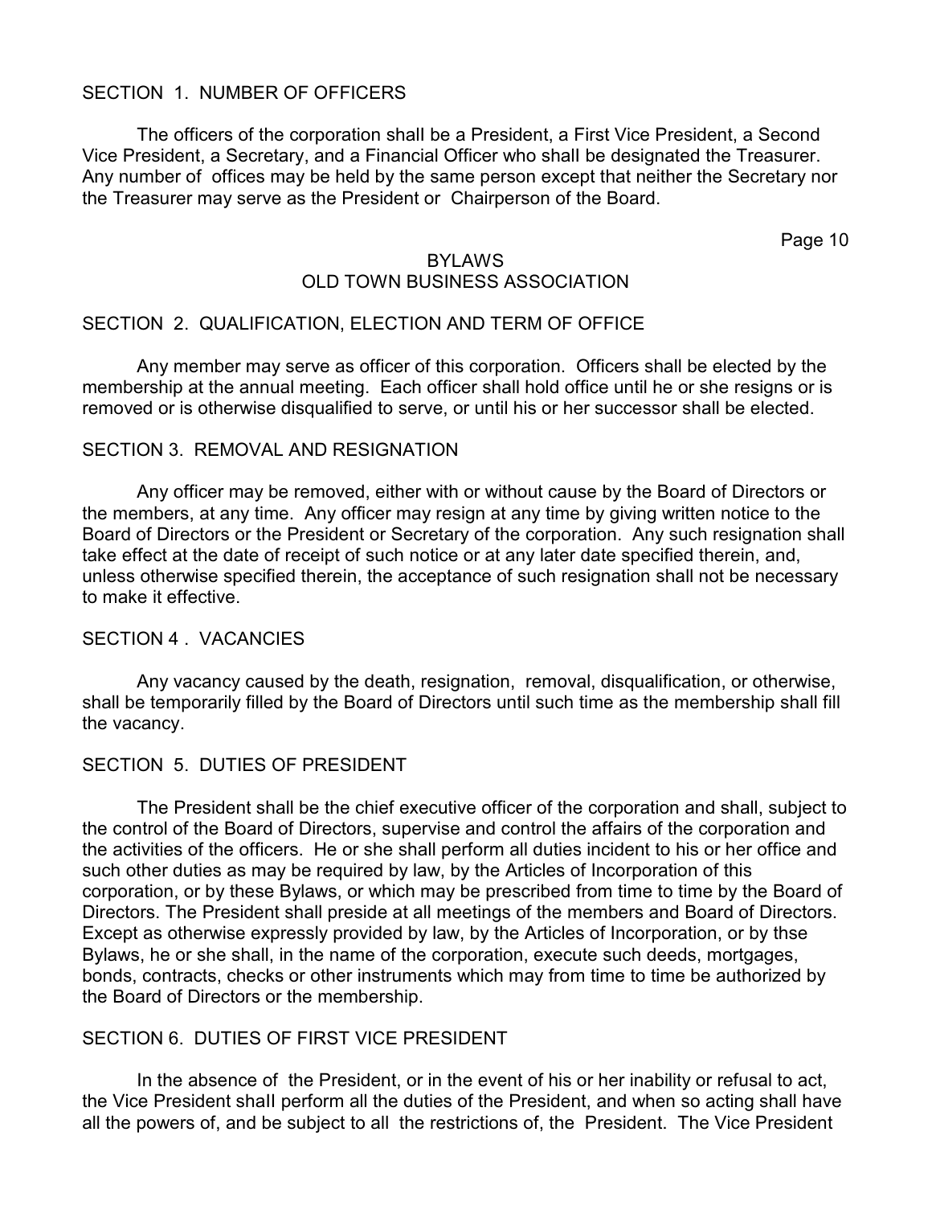## SECTION 1. NUMBER OF OFFICERS

The officers of the corporation shall be a President, a First Vice President, a Second Vice President, a Secretary, and a Financial Officer who shall be designated the Treasurer. Any number of offices may be held by the same person except that neither the Secretary nor the Treasurer may serve as the President or Chairperson of the Board.

## SECTION 2. QUALIFICATION, ELECTION AND TERM OF OFFICE

Any member may serve as officer of this corporation. Officers shall be elected by the membership at the annual meeting. Each officer shall hold office until he or she resigns or is removed or is otherwise disqualified to serve, or until his or her successor shall be elected.

## SECTION 3. REMOVAL AND RESIGNATION

Any officer may be removed, either with or without cause by the Board of Directors or the members, at any time. Any officer may resign at any time by giving written notice to the Board of Directors or the President or Secretary of the corporation. Any such resignation shall take effect at the date of receipt of such notice or at any later date specified therein, and, unless otherwise specified therein, the acceptance of such resignation shall not be necessary to make it effective.

## SECTION 4 . VACANCIES

Any vacancy caused by the death, resignation, removal, disqualification, or otherwise, shall be temporarily filled by the Board of Directors until such time as the membership shall fill the vacancy.

## SECTION 5. DUTIES OF PRESIDENT

The President shall be the chief executive officer of the corporation and shall, subject to the control of the Board of Directors, supervise and control the affairs of the corporation and the activities of the officers. He or she shall perform all duties incident to his or her office and such other duties as may be required by law, by the Articles of Incorporation of this corporation, or by these Bylaws, or which may be prescribed from time to time by the Board of Directors. The President shall preside at all meetings of the members and Board of Directors. Except as otherwise expressly provided by law, by the Articles of Incorporation, or by thse Bylaws, he or she shall, in the name of the corporation, execute such deeds, mortgages, bonds, contracts, checks or other instruments which may from time to time be authorized by the Board of Directors or the membership.

## SECTION 6. DUTIES OF FIRST VICE PRESIDENT

In the absence of the President, or in the event of his or her inability or refusal to act, the Vice President shall perform all the duties of the President, and when so acting shall have all the powers of, and be subject to all the restrictions of, the President. The Vice President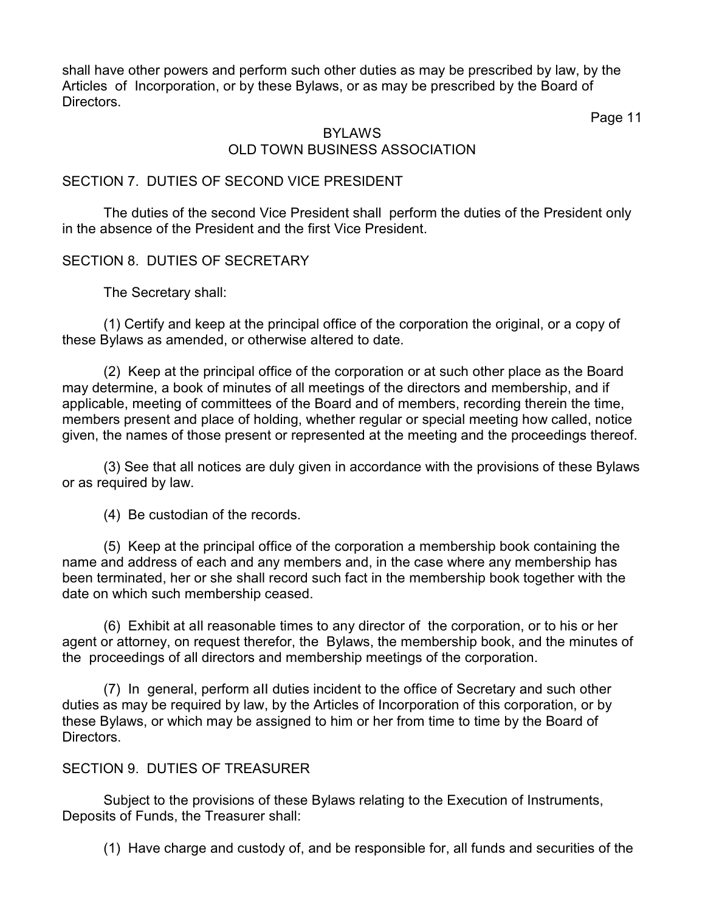shall have other powers and perform such other duties as may be prescribed by law, by the Articles of Incorporation, or by these Bylaws, or as may be prescribed by the Board of Directors.

## SECTION 7. DUTIES OF SECOND VICE PRESIDENT

The duties of the second Vice President shall perform the duties of the President only in the absence of the President and the first Vice President.

## SECTION 8. DUTIES OF SECRETARY

The Secretary shall:

(1) Certify and keep at the principal office of the corporation the original, or a copy of these Bylaws as amended, or otherwise altered to date.

(2) Keep at the principal office of the corporation or at such other place as the Board may determine, a book of minutes of all meetings of the directors and membership, and if applicable, meeting of committees of the Board and of members, recording therein the time, members present and place of holding, whether regular or special meeting how called, notice given, the names of those present or represented at the meeting and the proceedings thereof.

(3) See that all notices are duly given in accordance with the provisions of these Bylaws or as required by law.

(4) Be custodian of the records.

(5) Keep at the principal office of the corporation a membership book containing the name and address of each and any members and, in the case where any membership has been terminated, her or she shall record such fact in the membership book together with the date on which such membership ceased.

(6) Exhibit at all reasonable times to any director of the corporation, or to his or her agent or attorney, on request therefor, the Bylaws, the membership book, and the minutes of the proceedings of all directors and membership meetings of the corporation.

(7) In general, perform all duties incident to the office of Secretary and such other duties as may be required by law, by the Articles of Incorporation of this corporation, or by these Bylaws, or which may be assigned to him or her from time to time by the Board of Directors.

## SECTION 9. DUTIES OF TREASURER

Subject to the provisions of these Bylaws relating to the Execution of Instruments, Deposits of Funds, the Treasurer shall:

(1) Have charge and custody of, and be responsible for, all funds and securities of the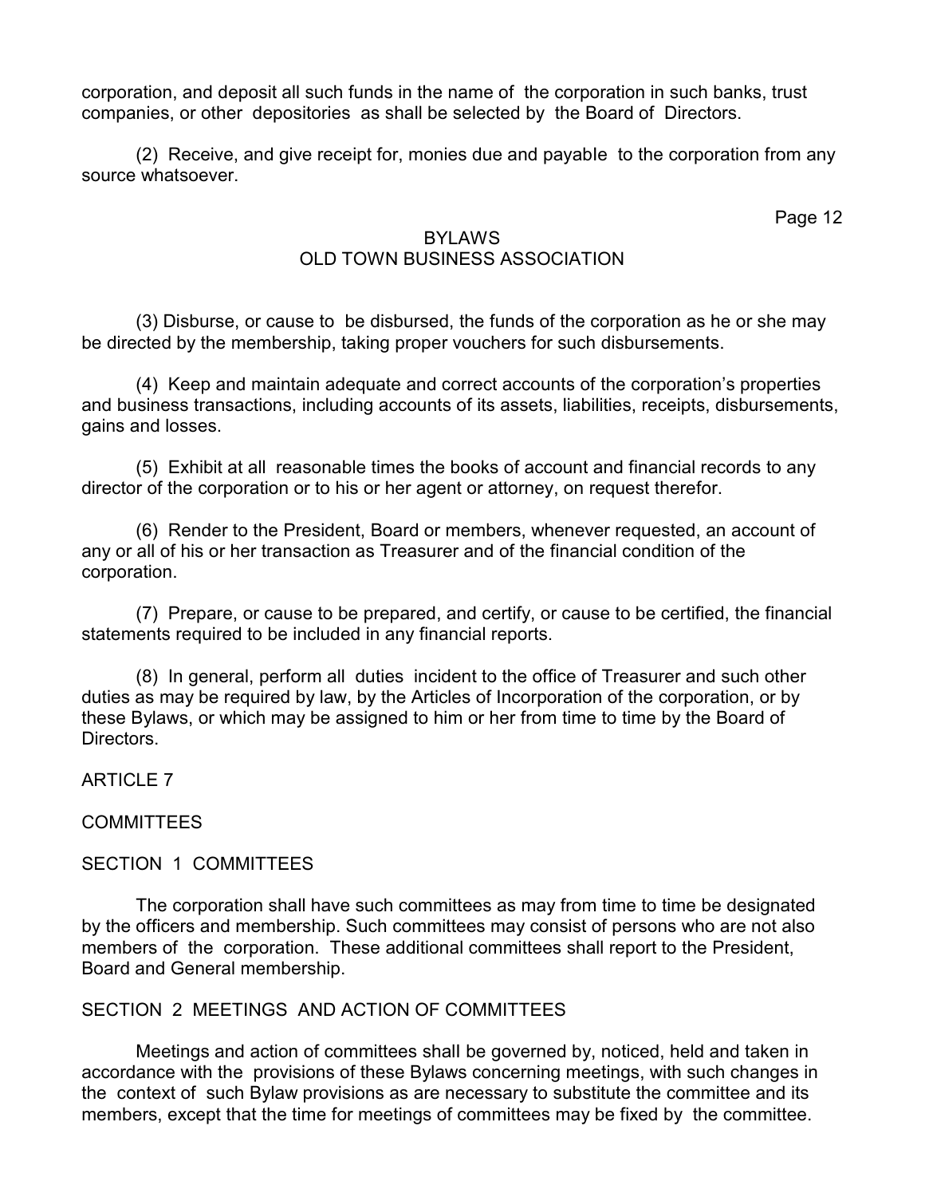corporation, and deposit all such funds in the name of the corporation in such banks, trust companies, or other depositories as shall be selected by the Board of Directors.

(2) Receive, and give receipt for, monies due and payable to the corporation from any source whatsoever.

(3) Disburse, or cause to be disbursed, the funds of the corporation as he or she may be directed by the membership, taking proper vouchers for such disbursements.

(4) Keep and maintain adequate and correct accounts of the corporation's properties and business transactions, including accounts of its assets, liabilities, receipts, disbursements, gains and losses.

(5) Exhibit at all reasonable times the books of account and financial records to any director of the corporation or to his or her agent or attorney, on request therefor.

(6) Render to the President, Board or members, whenever requested, an account of any or all of his or her transaction as Treasurer and of the financial condition of the corporation.

(7) Prepare, or cause to be prepared, and certify, or cause to be certified, the financial statements required to be included in any financial reports.

(8) In general, perform all duties incident to the office of Treasurer and such other duties as may be required by law, by the Articles of Incorporation of the corporation, or by these Bylaws, or which may be assigned to him or her from time to time by the Board of Directors.

## ARTICLE 7

## COMMITTEES

### SECTION 1 COMMITTEES

The corporation shall have such committees as may from time to time be designated by the officers and membership. Such committees may consist of persons who are not also members of the corporation. These additional committees shall report to the President, Board and General membership.

### SECTION 2 MEETINGS AND ACTION OF COMMITTEES

Meetings and action of committees shall be governed by, noticed, held and taken in accordance with the provisions of these Bylaws concerning meetings, with such changes in the context of such Bylaw provisions as are necessary to substitute the committee and its members, except that the time for meetings of committees may be fixed by the committee.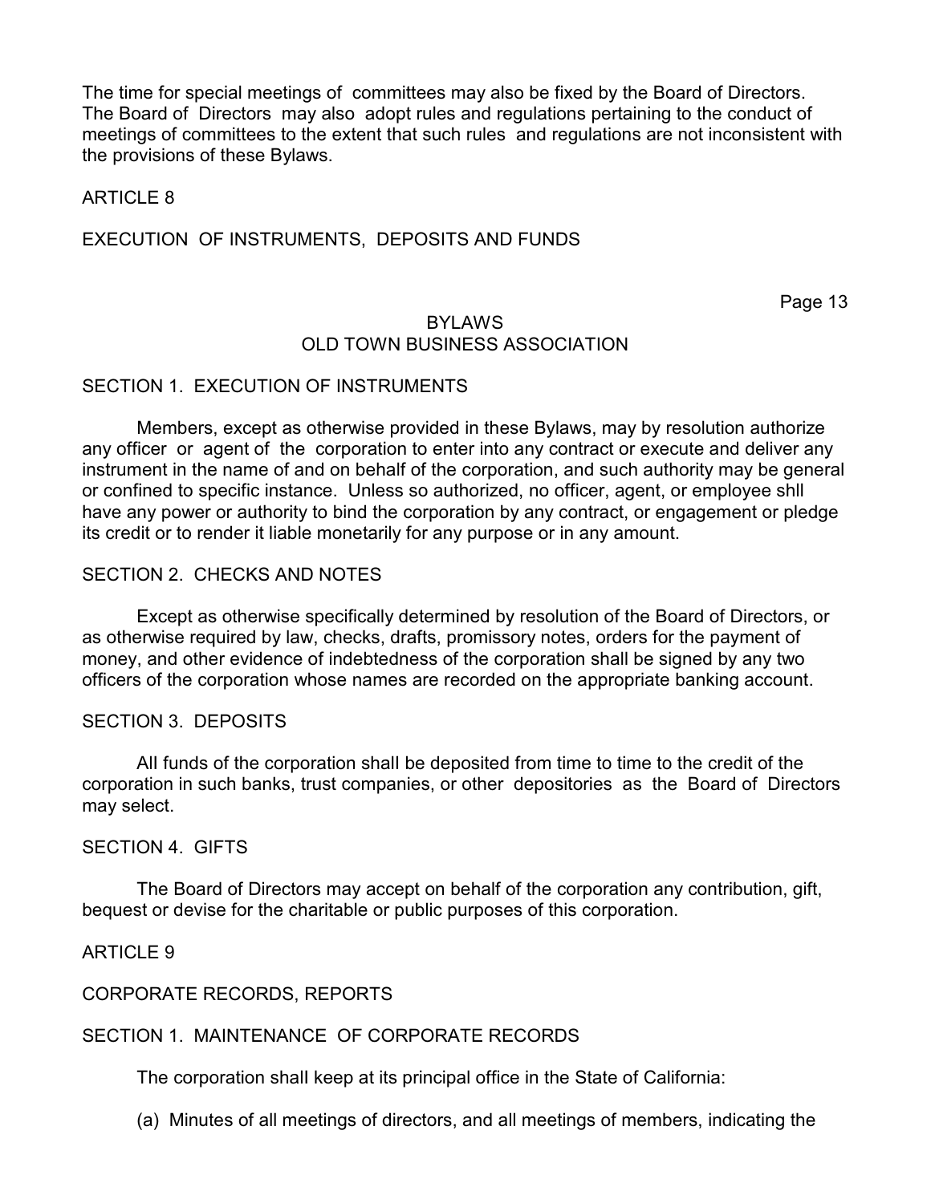The time for special meetings of committees may also be fixed by the Board of Directors. The Board of Directors may also adopt rules and regulations pertaining to the conduct of meetings of committees to the extent that such rules and regulations are not inconsistent with the provisions of these Bylaws.

## ARTICLE 8

## EXECUTION OF INSTRUMENTS, DEPOSITS AND FUNDS

### SECTION 1. EXECUTION OF INSTRUMENTS

Members, except as otherwise provided in these Bylaws, may by resolution authorize any officer or agent of the corporation to enter into any contract or execute and deliver any instrument in the name of and on behalf of the corporation, and such authority may be general or confined to specific instance. Unless so authorized, no officer, agent, or employee shll have any power or authority to bind the corporation by any contract, or engagement or pledge its credit or to render it liable monetarily for any purpose or in any amount.

### SECTION 2. CHECKS AND NOTES

Except as otherwise specifically determined by resolution of the Board of Directors, or as otherwise required by law, checks, drafts, promissory notes, orders for the payment of money, and other evidence of indebtedness of the corporation shall be signed by any two officers of the corporation whose names are recorded on the appropriate banking account.

### SECTION 3. DEPOSITS

All funds of the corporation shall be deposited from time to time to the credit of the corporation in such banks, trust companies, or other depositories as the Board of Directors may select.

### SECTION 4. GIFTS

The Board of Directors may accept on behalf of the corporation any contribution, gift, bequest or devise for the charitable or public purposes of this corporation.

## ARTICLE 9

## CORPORATE RECORDS, REPORTS

### SECTION 1. MAINTENANCE OF CORPORATE RECORDS

The corporation shall keep at its principal office in the State of California:

(a) Minutes of all meetings of directors, and all meetings of members, indicating the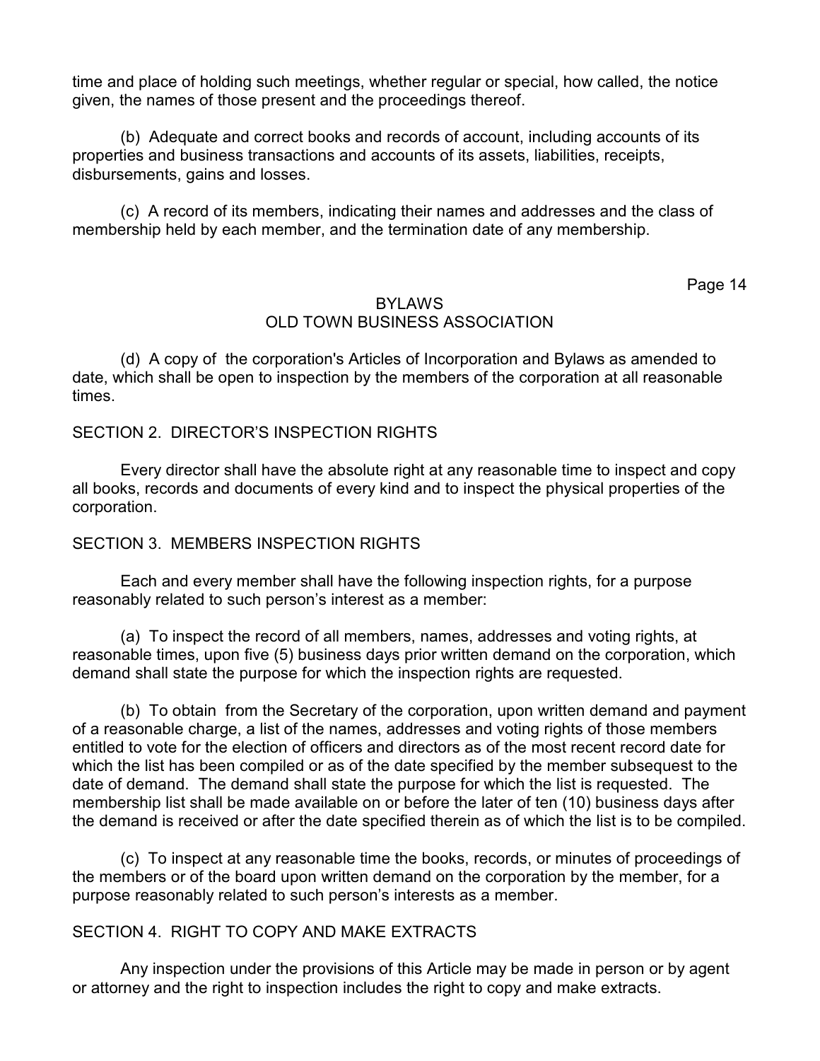time and place of holding such meetings, whether regular or special, how called, the notice given, the names of those present and the proceedings thereof.

(b) Adequate and correct books and records of account, including accounts of its properties and business transactions and accounts of its assets, liabilities, receipts, disbursements, gains and losses.

(c) A record of its members, indicating their names and addresses and the class of membership held by each member, and the termination date of any membership.

(d) A copy of the corporation's Articles of Incorporation and Bylaws as amended to date, which shall be open to inspection by the members of the corporation at all reasonable times.

## SECTION 2. DIRECTOR'S INSPECTION RIGHTS

Every director shall have the absolute right at any reasonable time to inspect and copy all books, records and documents of every kind and to inspect the physical properties of the corporation.

## SECTION 3. MEMBERS INSPECTION RIGHTS

Each and every member shall have the following inspection rights, for a purpose reasonably related to such person's interest as a member:

(a) To inspect the record of all members, names, addresses and voting rights, at reasonable times, upon five (5) business days prior written demand on the corporation, which demand shall state the purpose for which the inspection rights are requested.

(b) To obtain from the Secretary of the corporation, upon written demand and payment of a reasonable charge, a list of the names, addresses and voting rights of those members entitled to vote for the election of officers and directors as of the most recent record date for which the list has been compiled or as of the date specified by the member subsequest to the date of demand. The demand shall state the purpose for which the list is requested. The membership list shall be made available on or before the later of ten (10) business days after the demand is received or after the date specified therein as of which the list is to be compiled.

(c) To inspect at any reasonable time the books, records, or minutes of proceedings of the members or of the board upon written demand on the corporation by the member, for a purpose reasonably related to such person's interests as a member.

## SECTION 4. RIGHT TO COPY AND MAKE EXTRACTS

Any inspection under the provisions of this Article may be made in person or by agent or attorney and the right to inspection includes the right to copy and make extracts.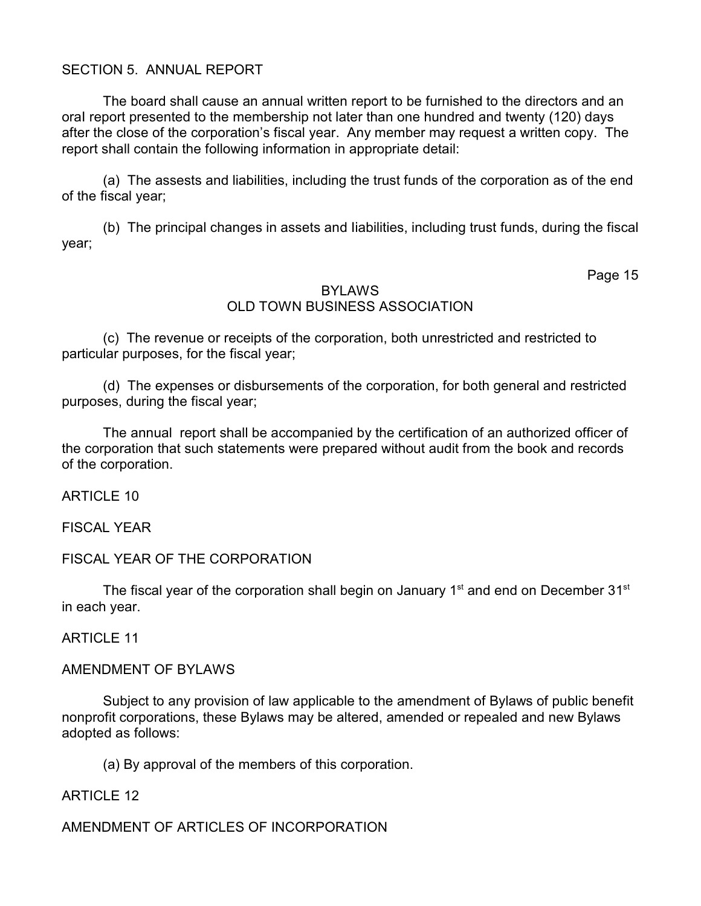SECTION 5. ANNUAL REPORT

The board shall cause an annual written report to be furnished to the directors and an oral report presented to the membership not later than one hundred and twenty (120) days after the close of the corporation's fiscal year. Any member may request a written copy. The report shall contain the following information in appropriate detail:

(a) The assests and liabilities, including the trust funds of the corporation as of the end of the fiscal year;

(b) The principal changes in assets and liabilities, including trust funds, during the fiscal year;

(c) The revenue or receipts of the corporation, both unrestricted and restricted to particular purposes, for the fiscal year;

(d) The expenses or disbursements of the corporation, for both general and restricted purposes, during the fiscal year;

The annual report shall be accompanied by the certification of an authorized officer of the corporation that such statements were prepared without audit from the book and records of the corporation.

ARTICLE 10

FISCAL YEAR

FISCAL YEAR OF THE CORPORATION

The fiscal year of the corporation shall begin on January 1st and end on December 31st in each year.

ARTICLE 11

AMENDMENT OF BYLAWS

Subject to any provision of law applicable to the amendment of Bylaws of public benefit nonprofit corporations, these Bylaws may be altered, amended or repealed and new Bylaws adopted as follows:

(a) By approval of the members of this corporation.

ARTICLE 12

AMENDMENT OF ARTICLES OF INCORPORATION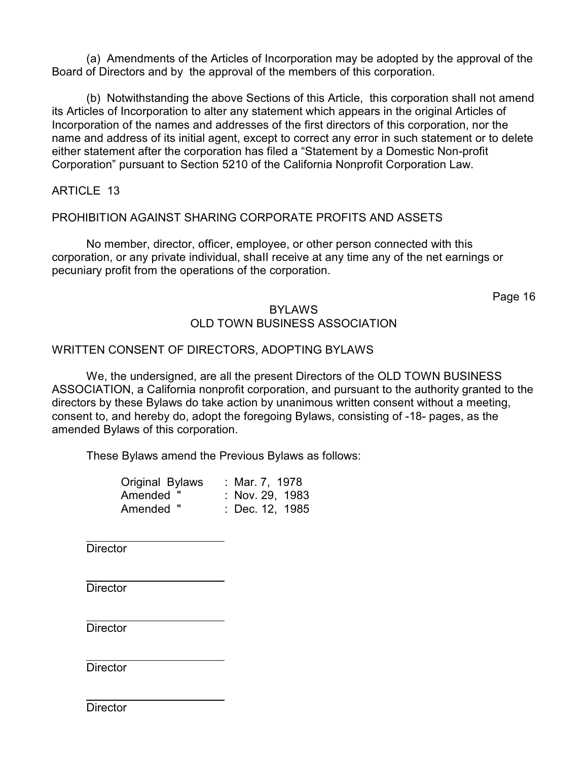(a) Amendments of the Articles of Incorporation may be adopted by the approval of the Board of Directors and by the approval of the members of this corporation.

(b) Notwithstanding the above Sections of this Article, this corporation shall not amend its Articles of Incorporation to alter any statement which appears in the original Articles of Incorporation of the names and addresses of the first directors of this corporation, nor the name and address of its initial agent, except to correct any error in such statement or to delete either statement after the corporation has filed a "Statement by a Domestic Non-profit Corporation" pursuant to Section 5210 of the California Nonprofit Corporation Law.

## ARTICLE 13

## PROHIBITION AGAINST SHARING CORPORATE PROFITS AND ASSETS

No member, director, officer, employee, or other person connected with this corporation, or any private individual, shall receive at any time any of the net earnings or pecuniary profit from the operations of the corporation.

## WRITTEN CONSENT OF DIRECTORS, ADOPTING BYLAWS

We, the undersigned, are all the present Directors of the OLD TOWN BUSINESS ASSOCIATION, a California nonprofit corporation, and pursuant to the authority granted to the directors by these Bylaws do take action by unanimous written consent without a meeting, consent to, and hereby do, adopt the foregoing Bylaws, consisting of -18- pages, as the amended Bylaws of this corporation.

These Bylaws amend the Previous Bylaws as follows:

| | |
|---|---|
| Original Bylaws | : Mar. 7, 1978 |
| Amended " | : Nov. 29, 1983 |
| Amended " | : Dec. 12, 1985 |

\_\_\_\_\_\_\_\_\_\_\_\_\_\_\_\_\_\_\_\_\_\_\_
Director

\_\_\_\_\_\_\_\_\_\_\_\_\_\_\_\_\_\_\_\_\_\_\_
Director

\_\_\_\_\_\_\_\_\_\_\_\_\_\_\_\_\_\_\_\_\_\_\_
Director

\_\_\_\_\_\_\_\_\_\_\_\_\_\_\_\_\_\_\_\_\_\_\_
Director

\_\_\_\_\_\_\_\_\_\_\_\_\_\_\_\_\_\_\_\_\_\_\_
Director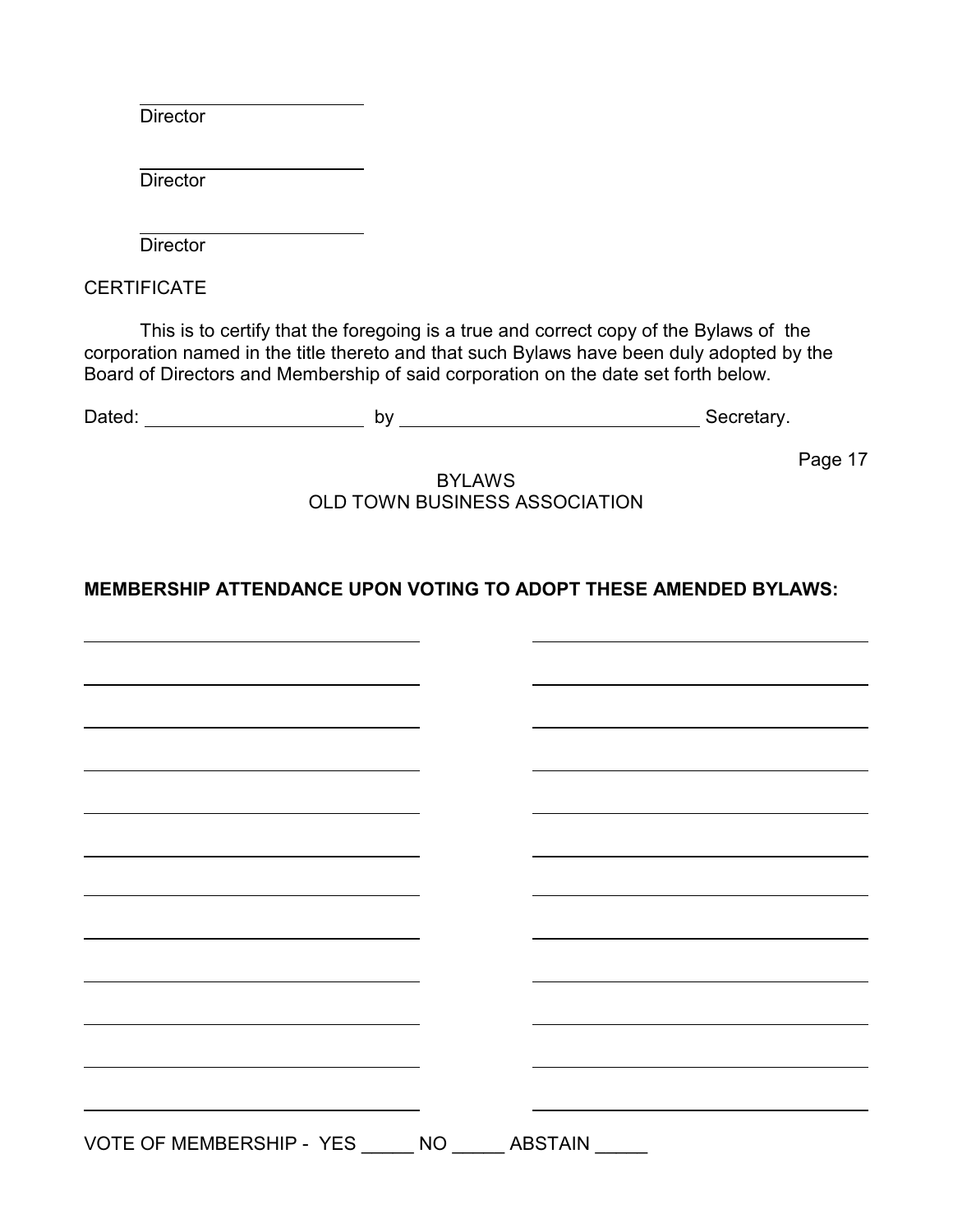\_\_\_\_\_\_\_\_\_\_\_\_\_\_\_\_\_\_\_\_\_\_\_\_
Director

\_\_\_\_\_\_\_\_\_\_\_\_\_\_\_\_\_\_\_\_\_\_\_\_
Director

\_\_\_\_\_\_\_\_\_\_\_\_\_\_\_\_\_\_\_\_\_\_\_\_
Director

CERTIFICATE

This is to certify that the foregoing is a true and correct copy of the Bylaws of the corporation named in the title thereto and that such Bylaws have been duly adopted by the Board of Directors and Membership of said corporation on the date set forth below.

Dated: \_\_\_\_\_\_\_\_\_\_\_\_\_\_\_\_\_\_\_\_\_\_ by \_\_\_\_\_\_\_\_\_\_\_\_\_\_\_\_\_\_\_\_\_\_\_\_\_\_\_\_\_\_ Secretary.

BYLAWS
OLD TOWN BUSINESS ASSOCIATION

**MEMBERSHIP ATTENDANCE UPON VOTING TO ADOPT THESE AMENDED BYLAWS:**

| | |
|---|---|
| \_\_\_\_\_\_\_\_\_\_\_\_\_\_\_\_\_\_\_\_\_\_\_\_\_\_\_\_ | \_\_\_\_\_\_\_\_\_\_\_\_\_\_\_\_\_\_\_\_\_\_\_\_\_\_\_\_ |
| \_\_\_\_\_\_\_\_\_\_\_\_\_\_\_\_\_\_\_\_\_\_\_\_\_\_\_\_ | \_\_\_\_\_\_\_\_\_\_\_\_\_\_\_\_\_\_\_\_\_\_\_\_\_\_\_\_ |
| \_\_\_\_\_\_\_\_\_\_\_\_\_\_\_\_\_\_\_\_\_\_\_\_\_\_\_\_ | \_\_\_\_\_\_\_\_\_\_\_\_\_\_\_\_\_\_\_\_\_\_\_\_\_\_\_\_ |
| \_\_\_\_\_\_\_\_\_\_\_\_\_\_\_\_\_\_\_\_\_\_\_\_\_\_\_\_ | \_\_\_\_\_\_\_\_\_\_\_\_\_\_\_\_\_\_\_\_\_\_\_\_\_\_\_\_ |
| \_\_\_\_\_\_\_\_\_\_\_\_\_\_\_\_\_\_\_\_\_\_\_\_\_\_\_\_ | \_\_\_\_\_\_\_\_\_\_\_\_\_\_\_\_\_\_\_\_\_\_\_\_\_\_\_\_ |
| \_\_\_\_\_\_\_\_\_\_\_\_\_\_\_\_\_\_\_\_\_\_\_\_\_\_\_\_ | \_\_\_\_\_\_\_\_\_\_\_\_\_\_\_\_\_\_\_\_\_\_\_\_\_\_\_\_ |
| \_\_\_\_\_\_\_\_\_\_\_\_\_\_\_\_\_\_\_\_\_\_\_\_\_\_\_\_ | \_\_\_\_\_\_\_\_\_\_\_\_\_\_\_\_\_\_\_\_\_\_\_\_\_\_\_\_ |
| \_\_\_\_\_\_\_\_\_\_\_\_\_\_\_\_\_\_\_\_\_\_\_\_\_\_\_\_ | \_\_\_\_\_\_\_\_\_\_\_\_\_\_\_\_\_\_\_\_\_\_\_\_\_\_\_\_ |
| \_\_\_\_\_\_\_\_\_\_\_\_\_\_\_\_\_\_\_\_\_\_\_\_\_\_\_\_ | \_\_\_\_\_\_\_\_\_\_\_\_\_\_\_\_\_\_\_\_\_\_\_\_\_\_\_\_ |
| \_\_\_\_\_\_\_\_\_\_\_\_\_\_\_\_\_\_\_\_\_\_\_\_\_\_\_\_ | \_\_\_\_\_\_\_\_\_\_\_\_\_\_\_\_\_\_\_\_\_\_\_\_\_\_\_\_ |
| \_\_\_\_\_\_\_\_\_\_\_\_\_\_\_\_\_\_\_\_\_\_\_\_\_\_\_\_ | \_\_\_\_\_\_\_\_\_\_\_\_\_\_\_\_\_\_\_\_\_\_\_\_\_\_\_\_ |
| \_\_\_\_\_\_\_\_\_\_\_\_\_\_\_\_\_\_\_\_\_\_\_\_\_\_\_\_ | \_\_\_\_\_\_\_\_\_\_\_\_\_\_\_\_\_\_\_\_\_\_\_\_\_\_\_\_ |

VOTE OF MEMBERSHIP - YES \_\_\_\_\_ NO \_\_\_\_\_ ABSTAIN \_\_\_\_\_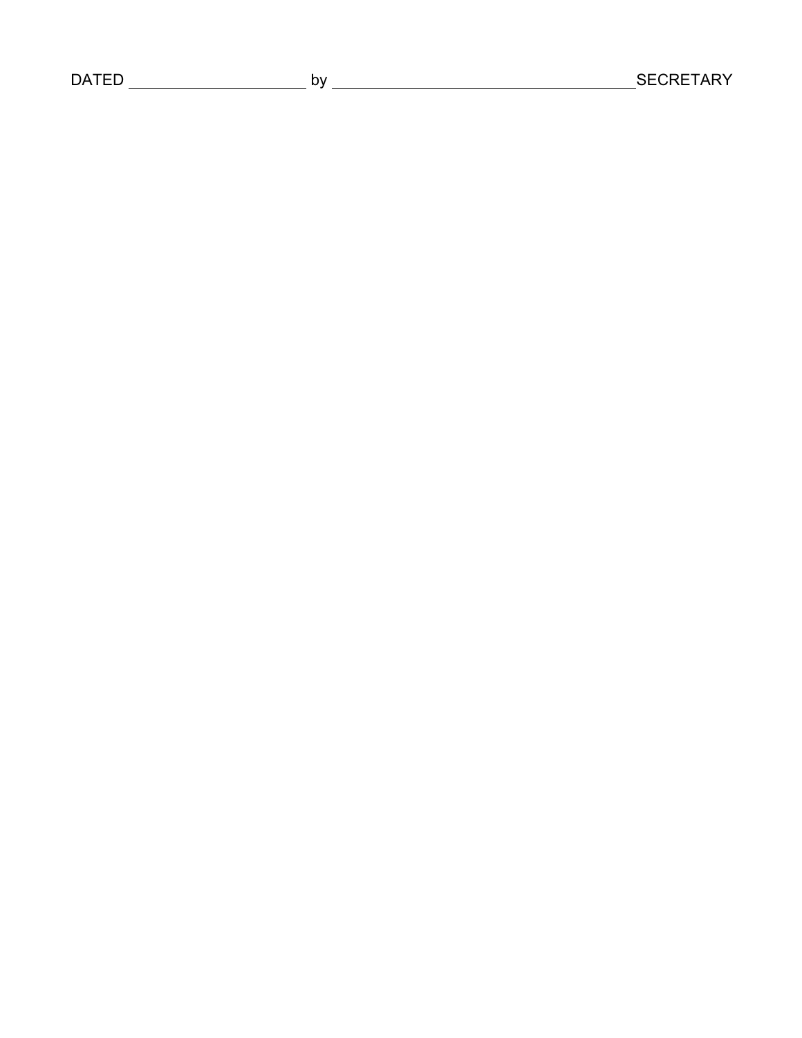DATED ______________________ by ______________________________________ SECRETARY